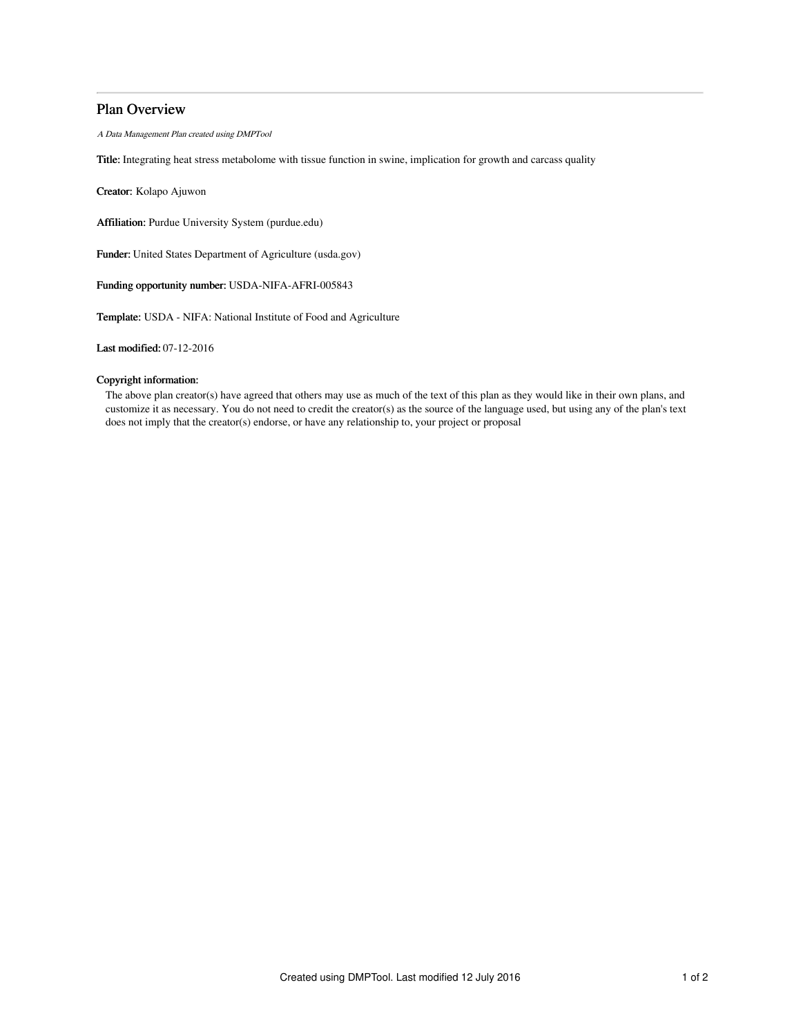# Plan Overview

*A Data Management Plan created using DMPTool*

**Title:** Integrating heat stress metabolome with tissue function in swine, implication for growth and carcass quality

**Creator:** Kolapo Ajuwon

**Affiliation:** Purdue University System (purdue.edu)

**Funder:** United States Department of Agriculture (usda.gov)

**Funding opportunity number:** USDA-NIFA-AFRI-005843

**Template:** USDA - NIFA: National Institute of Food and Agriculture

**Last modified:** 07-12-2016

**Copyright information:**

The above plan creator(s) have agreed that others may use as much of the text of this plan as they would like in their own plans, and customize it as necessary. You do not need to credit the creator(s) as the source of the language used, but using any of the plan's text does not imply that the creator(s) endorse, or have any relationship to, your project or proposal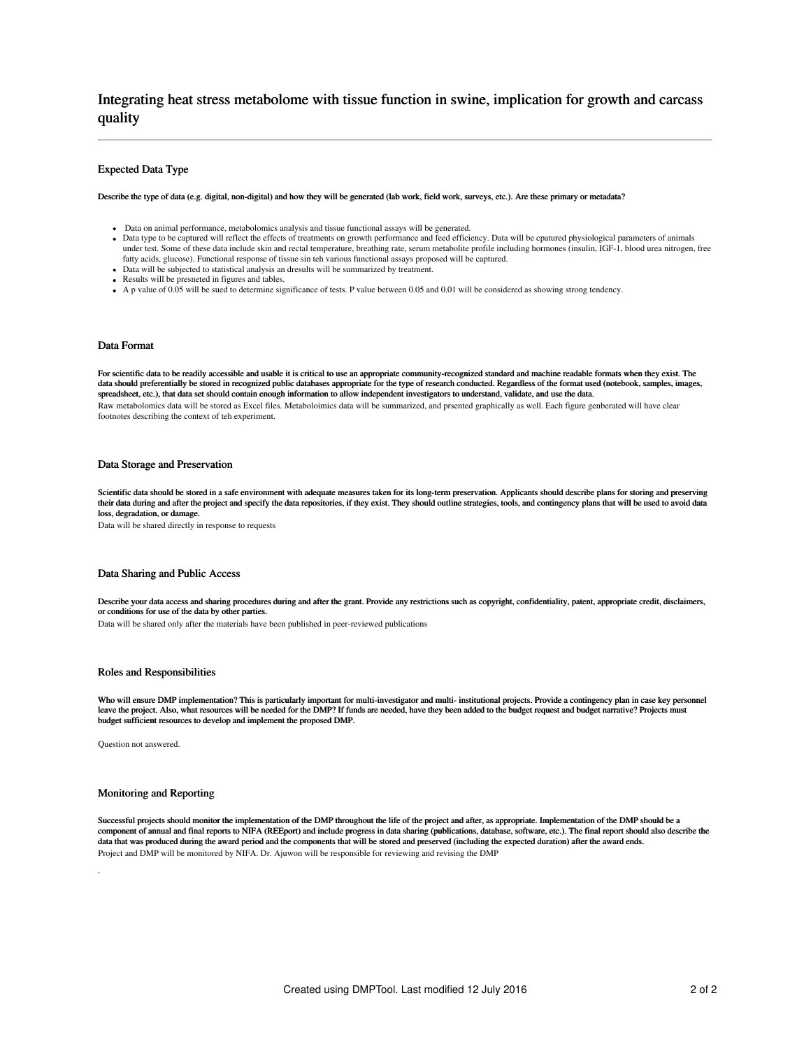# Integrating heat stress metabolome with tissue function in swine, implication for growth and carcass quality

## Expected Data Type

**Describe the type of data (e.g. digital, non-digital) and how they will be generated (lab work, field work, surveys, etc.). Are these primary or metadata?**

- Data on animal performance, metabolomics analysis and tissue functional assays will be generated.
- Data type to be captured will reflect the effects of treatments on growth performance and feed efficiency. Data will be cpatured physiological parameters of animals under test. Some of these data include skin and rectal temperature, breathing rate, serum metabolite profile including hormones (insulin, IGF-1, blood urea nitrogen, free fatty acids, glucose). Functional response of tissue sin teh various functional assays proposed will be captured.
- Data will be subjected to statistical analysis an dresults will be summarized by treatment.
- Results will be presneted in figures and tables.
- A p value of 0.05 will be sued to determine significance of tests. P value between 0.05 and 0.01 will be considered as showing strong tendency.

## Data Format

**For scientific data to be readily accessible and usable it is critical to use an appropriate community-recognized standard and machine readable formats when they exist. The data should preferentially be stored in recognized public databases appropriate for the type of research conducted. Regardless of the format used (notebook, samples, images, spreadsheet, etc.), that data set should contain enough information to allow independent investigators to understand, validate, and use the data.**

Raw metabolomics data will be stored as Excel files. Metaboloimics data will be summarized, and prsented graphically as well. Each figure genberated will have clear footnotes describing the context of teh experiment.

## Data Storage and Preservation

**Scientific data should be stored in a safe environment with adequate measures taken for its long-term preservation. Applicants should describe plans for storing and preserving their data during and after the project and specify the data repositories, if they exist. They should outline strategies, tools, and contingency plans that will be used to avoid data loss, degradation, or damage.**

Data will be shared directly in response to requests

## Data Sharing and Public Access

**Describe your data access and sharing procedures during and after the grant. Provide any restrictions such as copyright, confidentiality, patent, appropriate credit, disclaimers, or conditions for use of the data by other parties.**

Data will be shared only after the materials have been published in peer-reviewed publications

## Roles and Responsibilities

**Who will ensure DMP implementation? This is particularly important for multi-investigator and multi- institutional projects. Provide a contingency plan in case key personnel leave the project. Also, what resources will be needed for the DMP? If funds are needed, have they been added to the budget request and budget narrative? Projects must budget sufficient resources to develop and implement the proposed DMP.**

Question not answered.

## Monitoring and Reporting

**Successful projects should monitor the implementation of the DMP throughout the life of the project and after, as appropriate. Implementation of the DMP should be a component of annual and final reports to NIFA (REEport) and include progress in data sharing (publications, database, software, etc.). The final report should also describe the data that was produced during the award period and the components that will be stored and preserved (including the expected duration) after the award ends.**

Project and DMP will be monitored by NIFA. Dr. Ajuwon will be responsible for reviewing and revising the DMP

Created using DMPTool. Last modified 12 July 2016